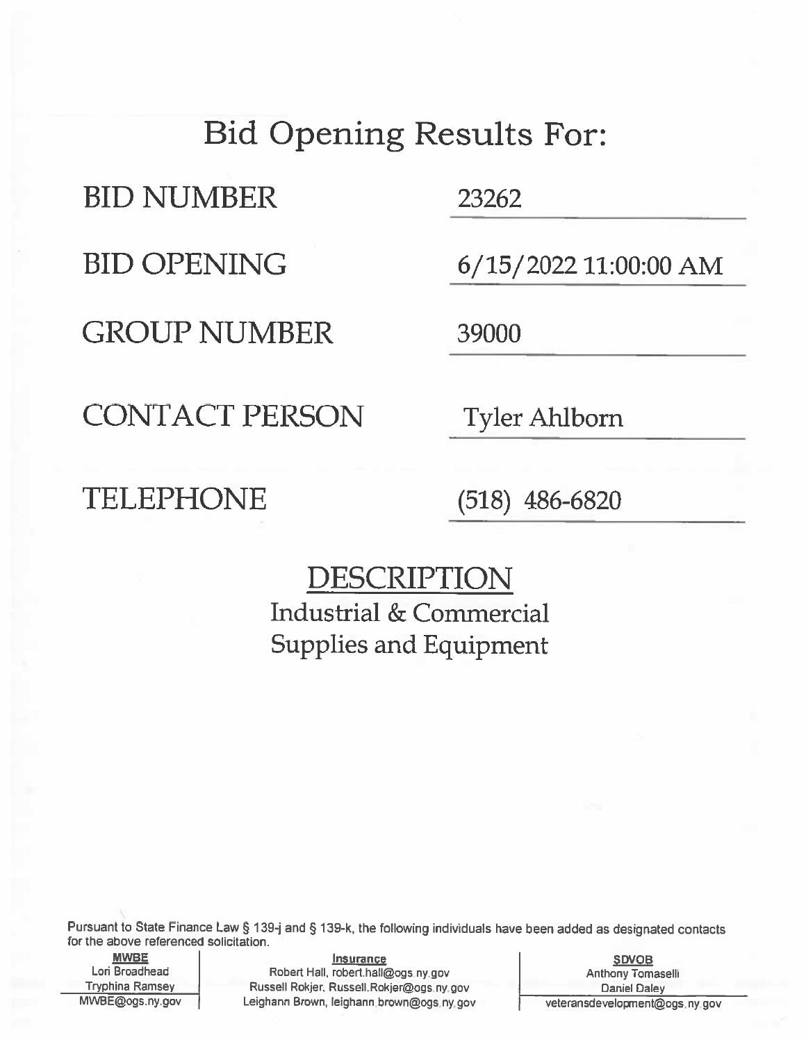# Bid Opening Results For:

| | |
|---|---|
| BID NUMBER | 23262 |
| BID OPENING | 6/15/2022 11:00:00 AM |
| GROUP NUMBER | 39000 |
| CONTACT PERSON | Tyler Ahlborn |
| TELEPHONE | (518) 486-6820 |

## DESCRIPTION

Industrial & Commercial Supplies and Equipment

Pursuant to State Finance Law § 139-j and § 139-k, the following individuals have been added as designated contacts for the above referenced solicitation.

| MWBE | Insurance | SDVOB |
|---|---|---|
| Lori Broadhead | Robert Hall, robert.hall@ogs.ny.gov | Anthony Tomaselli |
| Tryphina Ramsey | Russell Rokjer, Russell.Rokjer@ogs.ny.gov | Daniel Daley |
| MWBE@ogs.ny.gov | Leighann Brown, leighann.brown@ogs.ny.gov | veteransdevelopment@ogs.ny.gov |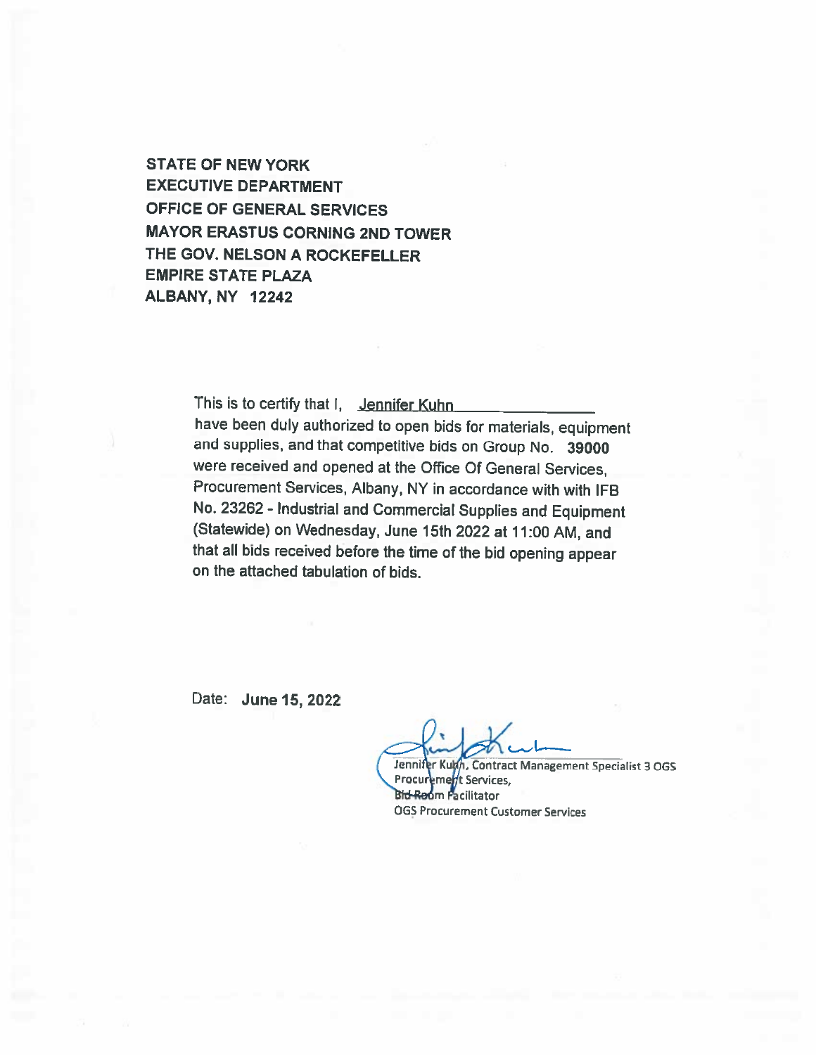**STATE OF NEW YORK**
**EXECUTIVE DEPARTMENT**
**OFFICE OF GENERAL SERVICES**
**MAYOR ERASTUS CORNING 2ND TOWER**
**THE GOV. NELSON A ROCKEFELLER**
**EMPIRE STATE PLAZA**
**ALBANY, NY 12242**

This is to certify that I, Jennifer Kuhn have been duly authorized to open bids for materials, equipment and supplies, and that competitive bids on Group No. **39000** were received and opened at the Office Of General Services, Procurement Services, Albany, NY in accordance with with IFB No. 23262 - Industrial and Commercial Supplies and Equipment (Statewide) on Wednesday, June 15th 2022 at 11:00 AM, and that all bids received before the time of the bid opening appear on the attached tabulation of bids.

Date: **June 15, 2022**

Jennifer Kuhn, Contract Management Specialist 3 OGS Procurement Services,
Bid Room Facilitator
OGS Procurement Customer Services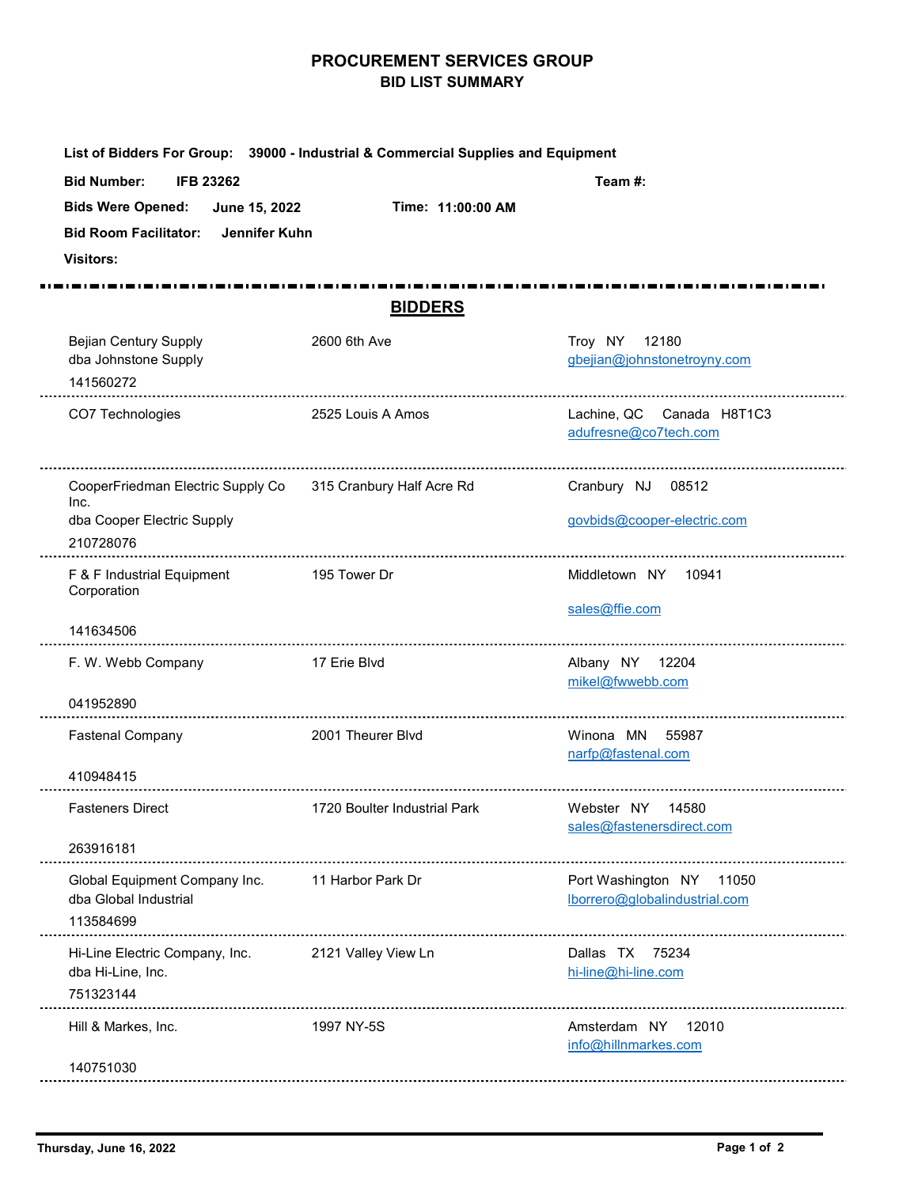# PROCUREMENT SERVICES GROUP

## BID LIST SUMMARY

**List of Bidders For Group:** 39000 - Industrial & Commercial Supplies and Equipment

**Bid Number:** IFB 23262 **Team #:**

**Bids Were Opened:** June 15, 2022 **Time:** 11:00:00 AM

**Bid Room Facilitator:** Jennifer Kuhn

**Visitors:**

## BIDDERS

| Bidder | Address | Location / Email |
|---|---|---|
| Bejian Century Supply<br>dba Johnstone Supply<br>141560272 | 2600 6th Ave | Troy NY 12180<br>gbejian@johnstonetroyny.com |
| CO7 Technologies | 2525 Louis A Amos | Lachine, QC Canada H8T1C3<br>adufresne@co7tech.com |
| CooperFriedman Electric Supply Co Inc.<br>dba Cooper Electric Supply<br>210728076 | 315 Cranbury Half Acre Rd | Cranbury NJ 08512<br>govbids@cooper-electric.com |
| F & F Industrial Equipment Corporation<br>141634506 | 195 Tower Dr | Middletown NY 10941<br>sales@ffie.com |
| F. W. Webb Company<br>041952890 | 17 Erie Blvd | Albany NY 12204<br>mikel@fwwebb.com |
| Fastenal Company<br>410948415 | 2001 Theurer Blvd | Winona MN 55987<br>narfp@fastenal.com |
| Fasteners Direct<br>263916181 | 1720 Boulter Industrial Park | Webster NY 14580<br>sales@fastenersdirect.com |
| Global Equipment Company Inc.<br>dba Global Industrial<br>113584699 | 11 Harbor Park Dr | Port Washington NY 11050<br>lborrero@globalindustrial.com |
| Hi-Line Electric Company, Inc.<br>dba Hi-Line, Inc.<br>751323144 | 2121 Valley View Ln | Dallas TX 75234<br>hi-line@hi-line.com |
| Hill & Markes, Inc.<br>140751030 | 1997 NY-5S | Amsterdam NY 12010<br>info@hillnmarkes.com |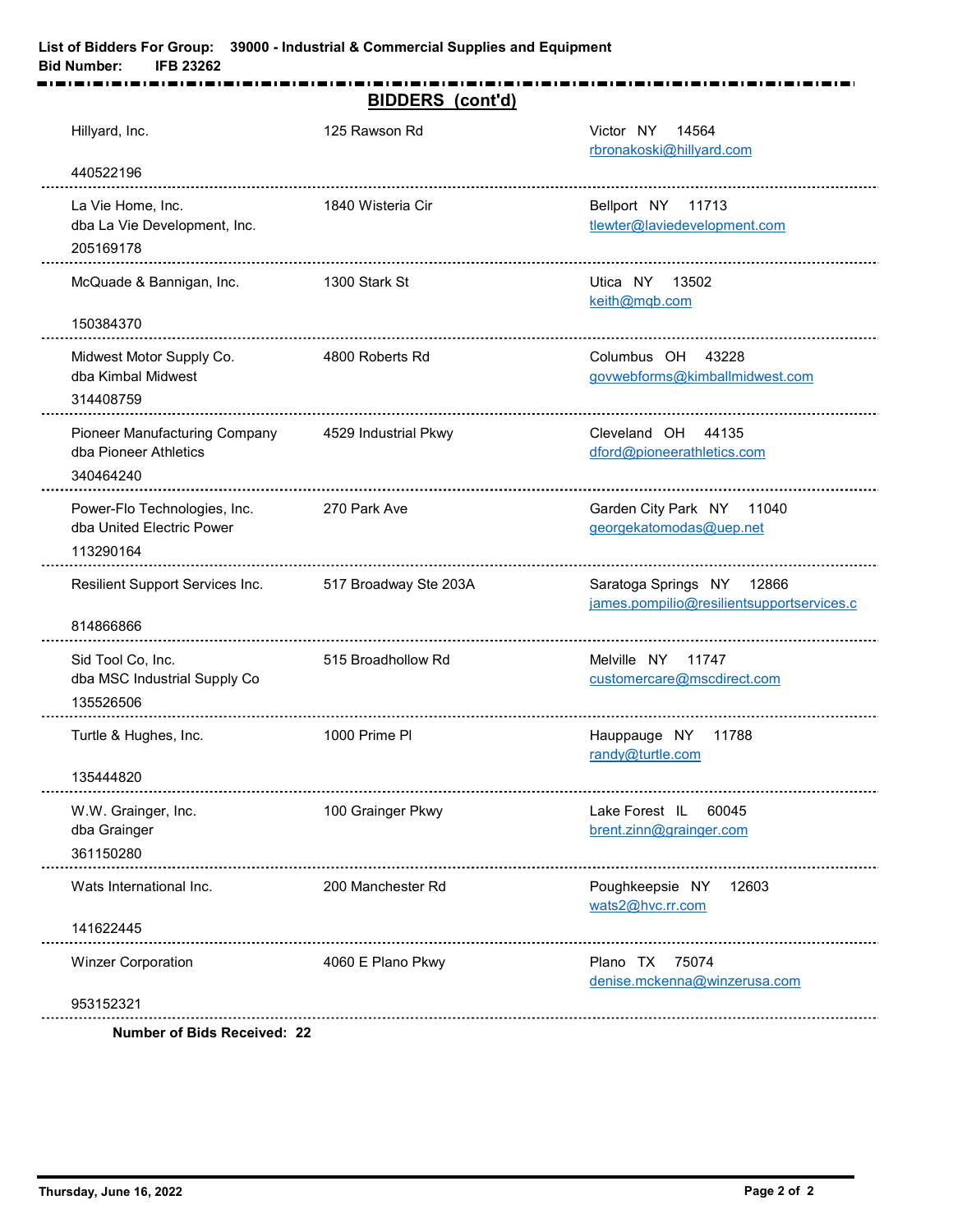**List of Bidders For Group: 39000 - Industrial & Commercial Supplies and Equipment**
**Bid Number: IFB 23262**

## BIDDERS (cont'd)

| | | |
|---|---|---|
| Hillyard, Inc.<br>440522196 | 125 Rawson Rd | Victor NY 14564<br>rbronakoski@hillyard.com |
| La Vie Home, Inc.<br>dba La Vie Development, Inc.<br>205169178 | 1840 Wisteria Cir | Bellport NY 11713<br>tlewter@laviedevelopment.com |
| McQuade & Bannigan, Inc.<br>150384370 | 1300 Stark St | Utica NY 13502<br>keith@mqb.com |
| Midwest Motor Supply Co.<br>dba Kimbal Midwest<br>314408759 | 4800 Roberts Rd | Columbus OH 43228<br>govwebforms@kimballmidwest.com |
| Pioneer Manufacturing Company<br>dba Pioneer Athletics<br>340464240 | 4529 Industrial Pkwy | Cleveland OH 44135<br>dford@pioneerathletics.com |
| Power-Flo Technologies, Inc.<br>dba United Electric Power<br>113290164 | 270 Park Ave | Garden City Park NY 11040<br>georgekatomodas@uep.net |
| Resilient Support Services Inc.<br>814866866 | 517 Broadway Ste 203A | Saratoga Springs NY 12866<br>james.pompilio@resilientsupportservices.c |
| Sid Tool Co, Inc.<br>dba MSC Industrial Supply Co<br>135526506 | 515 Broadhollow Rd | Melville NY 11747<br>customercare@mscdirect.com |
| Turtle & Hughes, Inc.<br>135444820 | 1000 Prime Pl | Hauppauge NY 11788<br>randy@turtle.com |
| W.W. Grainger, Inc.<br>dba Grainger<br>361150280 | 100 Grainger Pkwy | Lake Forest IL 60045<br>brent.zinn@grainger.com |
| Wats International Inc.<br>141622445 | 200 Manchester Rd | Poughkeepsie NY 12603<br>wats2@hvc.rr.com |
| Winzer Corporation<br>953152321 | 4060 E Plano Pkwy | Plano TX 75074<br>denise.mckenna@winzerusa.com |

**Number of Bids Received: 22**

**Thursday, June 16, 2022**